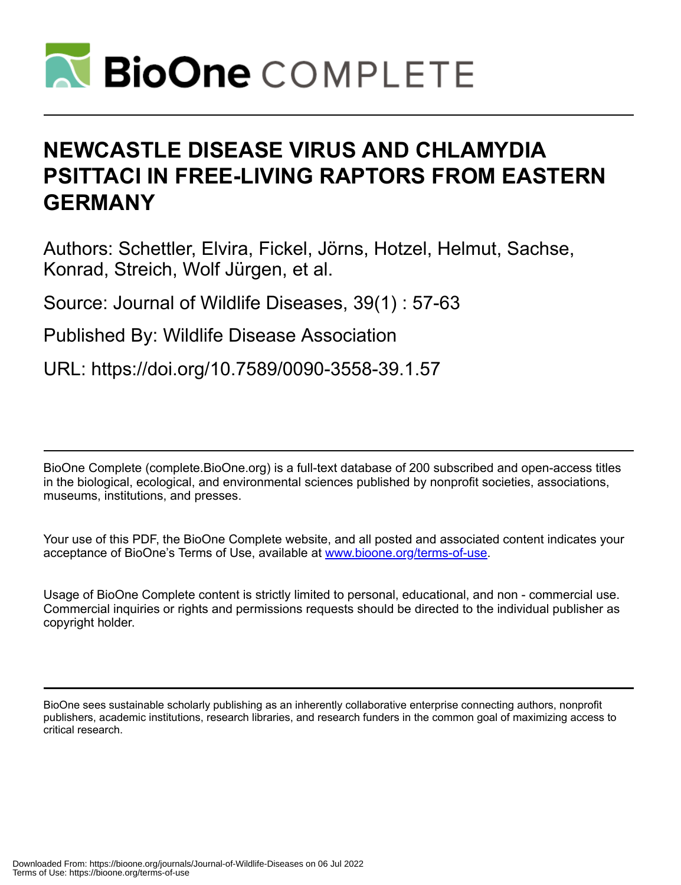# NEWCASTLE DISEASE VIRUS AND CHLAMYDIA PSITTACI IN FREE-LIVING RAPTORS FROM EASTERN GERMANY

Authors: Schettler, Elvira, Fickel, Jörns, Hotzel, Helmut, Sachse, Konrad, Streich, Wolf Jürgen, et al.

Source: Journal of Wildlife Diseases, 39(1) : 57-63

Published By: Wildlife Disease Association

URL: https://doi.org/10.7589/0090-3558-39.1.57

BioOne Complete (complete.BioOne.org) is a full-text database of 200 subscribed and open-access titles in the biological, ecological, and environmental sciences published by nonprofit societies, associations, museums, institutions, and presses.

Your use of this PDF, the BioOne Complete website, and all posted and associated content indicates your acceptance of BioOne's Terms of Use, available at www.bioone.org/terms-of-use.

Usage of BioOne Complete content is strictly limited to personal, educational, and non - commercial use. Commercial inquiries or rights and permissions requests should be directed to the individual publisher as copyright holder.

BioOne sees sustainable scholarly publishing as an inherently collaborative enterprise connecting authors, nonprofit publishers, academic institutions, research libraries, and research funders in the common goal of maximizing access to critical research.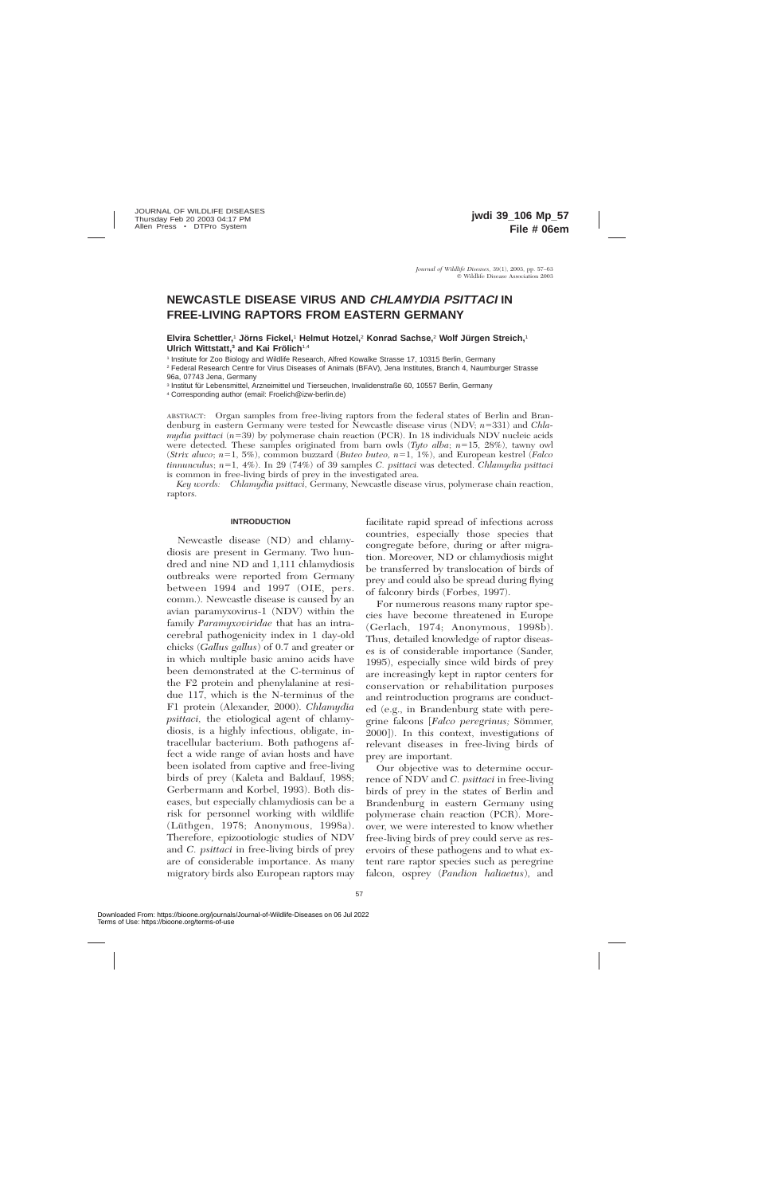# NEWCASTLE DISEASE VIRUS AND *CHLAMYDIA PSITTACI* IN FREE-LIVING RAPTORS FROM EASTERN GERMANY

**Elvira Schettler,[1] Jörns Fickel,[1] Helmut Hotzel,[2] Konrad Sachse,[2] Wolf Jürgen Streich,[1] Ulrich Wittstatt,[3] and Kai Frölich[1,4]**

[1] Institute for Zoo Biology and Wildlife Research, Alfred Kowalke Strasse 17, 10315 Berlin, Germany

[2] Federal Research Centre for Virus Diseases of Animals (BFAV), Jena Institutes, Branch 4, Naumburger Strasse 96a, 07743 Jena, Germany

[3] Institut für Lebensmittel, Arzneimittel und Tierseuchen, Invalidenstraße 60, 10557 Berlin, Germany

[4] Corresponding author (email: Froelich@izw-berlin.de)

ABSTRACT: Organ samples from free-living raptors from the federal states of Berlin and Brandenburg in eastern Germany were tested for Newcastle disease virus (NDV; $n=331$) and *Chlamydia psittaci* ($n=39$) by polymerase chain reaction (PCR). In 18 individuals NDV nucleic acids were detected. These samples originated from barn owls (*Tyto alba*; $n=15$, 28%), tawny owl (*Strix aluco*; $n=1$, 5%), common buzzard (*Buteo buteo*, $n=1$, 1%), and European kestrel (*Falco tinnunculus*; $n=1$, 4%). In 29 (74%) of 39 samples *C. psittaci* was detected. *Chlamydia psittaci* is common in free-living birds of prey in the investigated area.

*Key words:* *Chlamydia psittaci*, Germany, Newcastle disease virus, polymerase chain reaction, raptors.

## INTRODUCTION

Newcastle disease (ND) and chlamydiosis are present in Germany. Two hundred and nine ND and 1,111 chlamydiosis outbreaks were reported from Germany between 1994 and 1997 (OIE, pers. comm.). Newcastle disease is caused by an avian paramyxovirus-1 (NDV) within the family *Paramyxoviridae* that has an intracerebral pathogenicity index in 1 day-old chicks (*Gallus gallus*) of 0.7 and greater or in which multiple basic amino acids have been demonstrated at the C-terminus of the F2 protein and phenylalanine at residue 117, which is the N-terminus of the F1 protein (Alexander, 2000). *Chlamydia psittaci*, the etiological agent of chlamydiosis, is a highly infectious, obligate, intracellular bacterium. Both pathogens affect a wide range of avian hosts and have been isolated from captive and free-living birds of prey (Kaleta and Baldauf, 1988; Gerbermann and Korbel, 1993). Both diseases, but especially chlamydiosis can be a risk for personnel working with wildlife (Lüthgen, 1978; Anonymous, 1998a). Therefore, epizootiologic studies of NDV and *C. psittaci* in free-living birds of prey are of considerable importance. As many migratory birds also European raptors may facilitate rapid spread of infections across countries, especially those species that congregate before, during or after migration. Moreover, ND or chlamydiosis might be transferred by translocation of birds of prey and could also be spread during flying of falconry birds (Forbes, 1997).

For numerous reasons many raptor species have become threatened in Europe (Gerlach, 1974; Anonymous, 1998b). Thus, detailed knowledge of raptor diseases is of considerable importance (Sander, 1995), especially since wild birds of prey are increasingly kept in raptor centers for conservation or rehabilitation purposes and reintroduction programs are conducted (e.g., in Brandenburg state with peregrine falcons [*Falco peregrinus;* Sömmer, 2000]). In this context, investigations of relevant diseases in free-living birds of prey are important.

Our objective was to determine occurrence of NDV and *C. psittaci* in free-living birds of prey in the states of Berlin and Brandenburg in eastern Germany using polymerase chain reaction (PCR). Moreover, we were interested to know whether free-living birds of prey could serve as reservoirs of these pathogens and to what extent rare raptor species such as peregrine falcon, osprey (*Pandion haliaetus*), and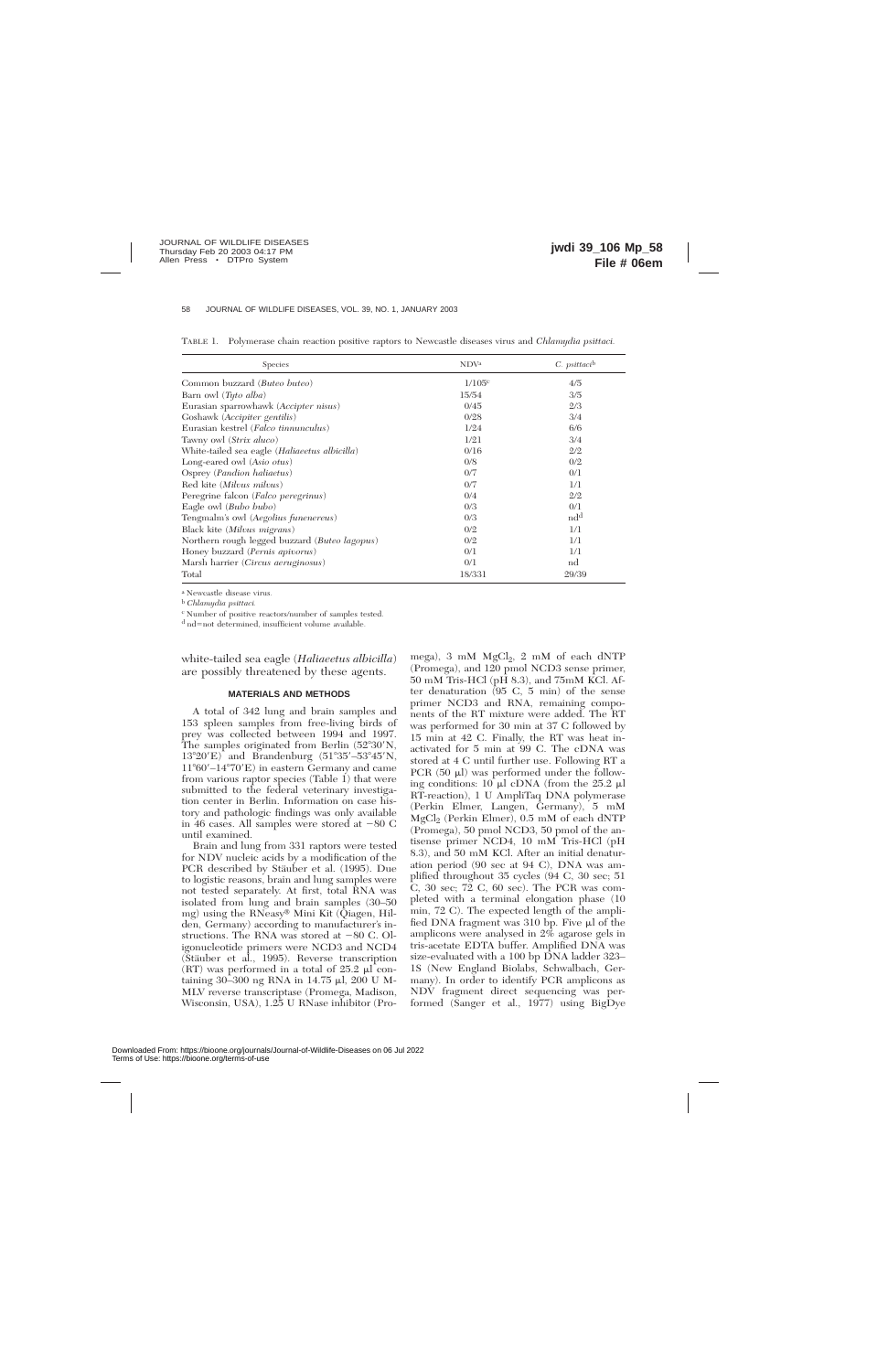TABLE 1. Polymerase chain reaction positive raptors to Newcastle diseases virus and *Chlamydia psittaci.*

| Species | NDV[a] | *C. psittaci*[b] |
|---|---|---|
| Common buzzard (*Buteo buteo*) | 1/105[c] | 4/5 |
| Barn owl (*Tyto alba*) | 15/54 | 3/5 |
| Eurasian sparrowhawk (*Accipter nisus*) | 0/45 | 2/3 |
| Goshawk (*Accipiter gentilis*) | 0/28 | 3/4 |
| Eurasian kestrel (*Falco tinnunculus*) | 1/24 | 6/6 |
| Tawny owl (*Strix aluco*) | 1/21 | 3/4 |
| White-tailed sea eagle (*Haliaeetus albicilla*) | 0/16 | 2/2 |
| Long-eared owl (*Asio otus*) | 0/8 | 0/2 |
| Osprey (*Pandion haliaetus*) | 0/7 | 0/1 |
| Red kite (*Milvus milvus*) | 0/7 | 1/1 |
| Peregrine falcon (*Falco peregrinus*) | 0/4 | 2/2 |
| Eagle owl (*Bubo bubo*) | 0/3 | 0/1 |
| Tengmalm's owl (*Aegolius funenereus*) | 0/3 | nd[d] |
| Black kite (*Milvus migrans*) | 0/2 | 1/1 |
| Northern rough legged buzzard (*Buteo lagopus*) | 0/2 | 1/1 |
| Honey buzzard (*Pernis apivorus*) | 0/1 | 1/1 |
| Marsh harrier (*Circus aeruginosus*) | 0/1 | nd |
| Total | 18/331 | 29/39 |

[a] Newcastle disease virus.

[b] *Chlamydia psittaci.*

[c] Number of positive reactors/number of samples tested.

[d] nd=not determined, insufficient volume available.

white-tailed sea eagle (*Haliaeetus albicilla*) are possibly threatened by these agents.

## MATERIALS AND METHODS

A total of 342 lung and brain samples and 153 spleen samples from free-living birds of prey was collected between 1994 and 1997. The samples originated from Berlin (52°30′N, 13°20′E) and Brandenburg (51°35′–53°45′N, 11°60′–14°70′E) in eastern Germany and came from various raptor species (Table 1) that were submitted to the federal veterinary investigation center in Berlin. Information on case history and pathologic findings was only available in 46 cases. All samples were stored at −80 C until examined.

Brain and lung from 331 raptors were tested for NDV nucleic acids by a modification of the PCR described by Stäuber et al. (1995). Due to logistic reasons, brain and lung samples were not tested separately. At first, total RNA was isolated from lung and brain samples (30–50 mg) using the RNeasy® Mini Kit (Qiagen, Hilden, Germany) according to manufacturer's instructions. The RNA was stored at −80 C. Oligonucleotide primers were NCD3 and NCD4 (Stäuber et al., 1995). Reverse transcription (RT) was performed in a total of 25.2 µl containing 30–300 ng RNA in 14.75 µl, 200 U M-MLV reverse transcriptase (Promega, Madison, Wisconsin, USA), 1.25 U RNase inhibitor (Promega), 3 mM $MgCl_2$, 2 mM of each dNTP (Promega), and 120 pmol NCD3 sense primer, 50 mM Tris-HCl (pH 8.3), and 75mM KCl. After denaturation (95 C, 5 min) of the sense primer NCD3 and RNA, remaining components of the RT mixture were added. The RT was performed for 30 min at 37 C followed by 15 min at 42 C. Finally, the RT was heat inactivated for 5 min at 99 C. The cDNA was stored at 4 C until further use. Following RT a PCR (50 µl) was performed under the following conditions: 10 µl cDNA (from the 25.2 µl RT-reaction), 1 U AmpliTaq DNA polymerase (Perkin Elmer, Langen, Germany), 5 mM $MgCl_2$ (Perkin Elmer), 0.5 mM of each dNTP (Promega), 50 pmol NCD3, 50 pmol of the antisense primer NCD4, 10 mM Tris-HCl (pH 8.3), and 50 mM KCl. After an initial denaturation period (90 sec at 94 C), DNA was amplified throughout 35 cycles (94 C, 30 sec; 51 C, 30 sec; 72 C, 60 sec). The PCR was completed with a terminal elongation phase (10 min, 72 C). The expected length of the amplified DNA fragment was 310 bp. Five µl of the amplicons were analysed in 2% agarose gels in tris-acetate EDTA buffer. Amplified DNA was size-evaluated with a 100 bp DNA ladder 323–1S (New England Biolabs, Schwalbach, Germany). In order to identify PCR amplicons as NDV fragment direct sequencing was performed (Sanger et al., 1977) using BigDye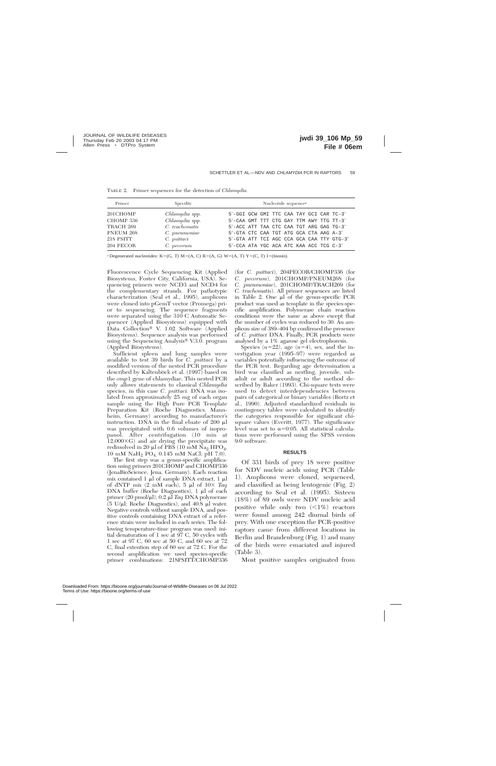TABLE 2. Primer sequences for the detection of *Chlamydia.*

| Primer | Specifity | Nucleotide sequence[a] |
| --- | --- | --- |
| 201CHOMP | *Chlamydia* spp. | 5′-GGI GCW GMI TTC CAA TAY GCI CAR TC-3′ |
| CHOMP 336 | *Chlamydia* spp. | 5′-CAA GMT TTT CTG GAY TTM AWY TTG TT-3′ |
| TRACH 269 | *C. trachomatis* | 5′-ACC ATT TAA CTC CAA TGT ARG GAG TG-3′ |
| PNEUM 268 | *C. pneumoniae* | 5′-GTA CTC CAA TGT ATG GCA CTA AAG A-3′ |
| 218 PSITT | *C. psittaci* | 5′-GTA ATT TCI AGC CCA GCA CAA TTY GTG-3′ |
| 204 PECOR | *C. pecorum* | 5′-CCA ATA YGC ACA ATC KAA ACC TCG C-3′ |

[a] Degenerated nucleotides: K=(G, T) M=(A, C) R=(A, G) W=(A, T) Y=(C, T) I=(Inosin).

Fluorescence Cycle Sequencing Kit (Applied Biosystems, Foster City, California, USA). Sequencing primers were NCD3 and NCD4 for the complementary strands. For pathotypic characterization (Seal et al., 1995), amplicons were cloned into pGemT vector (Promega) prior to sequencing. The sequence fragments were separated using the 310 C Automatic Sequencer (Applied Biosystems) equipped with Data Collection® V. 1.02 Software (Applied Biosystems). Sequence analysis was performed using the Sequencing Analysis® V.3.0. program (Applied Biosystems).

Sufficient spleen and lung samples were available to test 39 birds for *C. psittaci* by a modified version of the nested PCR procedure described by Kaltenböck et al. (1997) based on the *omp*1 gene of chlamydiae. This nested PCR only allows statements to classical *Chlamydia* species, in this case *C. psittaci.* DNA was isolated from approximately 25 mg of each organ sample using the High Pure PCR Template Preparation Kit (Roche Diagnostics, Mannheim, Germany) according to manufacturer's instruction. DNA in the final eluate of 200 µl was precipitated with 0.6 volumes of isopropanol. After centrifugation (10 min at 12,000×G) and air drying the precipitate was redissolved in 20 µl of PBS (10 mM $Na_2HPO_4$, 10 mM $NaH_2PO_4$, 0.145 mM NaCl; pH 7.0).

The first step was a genus-specific amplification using primers 201CHOMP and CHOMP336 (JenaBioScience, Jena, Germany). Each reaction mix contained 1 µl of sample DNA extract, 1 µl of dNTP mix (2 mM each), 5 µl of 10× *Taq* DNA buffer (Roche Diagnostics), 1 µl of each primer (20 pmol/µl), 0.2 µl *Taq* DNA polymerase (5 U/µl; Roche Diagnostics), and 40.8 µl water. Negative controls without sample DNA, and positive controls containing DNA extract of a reference strain were included in each series. The following temperature-time program was used: initial denaturation of 1 sec at 97 C, 50 cycles with 1 sec at 97 C, 60 sec at 50 C, and 60 sec at 72 C, final extention step of 60 sec at 72 C. For the second amplification we used species-specific primer combinations: 218PSITT/CHOMP336 (for *C. psittaci*), 204PECOR/CHOMP336 (for *C. pecorum*), 201CHOMP/PNEUM268 (for *C. pneumoniae*), 201CHOMP/TRACH269 (for *C. trachomatis*). All primer sequences are listed in Table 2. One µl of the genus-specific PCR product was used as template in the species-specific amplification. Polymerase chain reaction conditions were the same as above except that the number of cycles was reduced to 30. An amplicon size of 389–404 bp confirmed the presence of *C. psittaci* DNA. Finally, PCR products were analysed by a 1% agarose gel electrophoresis.

Species ($n$=22), age ($n$=4), sex, and the investigation year (1995–97) were regarded as variables potentially influencing the outcome of the PCR test. Regarding age determination a bird was classified as nestling, juvenile, subadult or adult according to the method described by Baker (1993). Chi-square tests were used to detect interdependencies between pairs of categorical or binary variables (Bortz et al., 1990). Adjusted standardized residuals in contingency tables were calculated to identify the categories responsible for significant chi-square values (Everitt, 1977). The significance level was set to $\alpha$=0.05. All statistical calculations were performed using the SPSS version 9.0 software.

## RESULTS

Of 331 birds of prey 18 were positive for NDV nucleic acids using PCR (Table 1). Amplicons were cloned, sequenced, and classified as being lentogenic (Fig. 2) according to Seal et al. (1995). Sixteen (18%) of 89 owls were NDV nucleic acid positive while only two (<1%) reactors were found among 242 diurnal birds of prey. With one exception the PCR-positive raptors came from different locations in Berlin and Brandenburg (Fig. 1) and many of the birds were emaciated and injured (Table 3).

Most positive samples originated from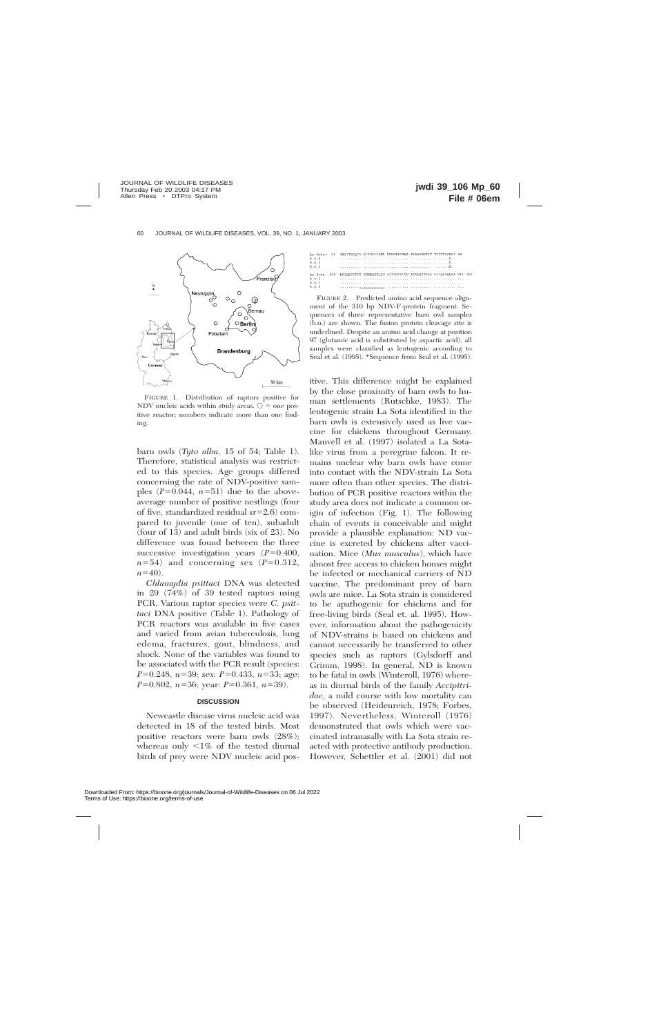FIGURE 1. Distribution of raptors positive for NDV nucleic acids within study areas. ○ = one positive reactor; numbers indicate more than one finding.

barn owls (*Tyto alba*, 15 of 54; Table 1). Therefore, statistical analysis was restricted to this species. Age groups differed concerning the rate of NDV-positive samples ($P=0.044$, $n=51$) due to the above-average number of positive nestlings (four of five, standardized residual sr=2.6) compared to juvenile (one of ten), subadult (four of 13) and adult birds (six of 23). No difference was found between the three successive investigation years ($P=0.400$, $n=54$) and concerning sex ($P=0.312$, $n=40$).

*Chlamydia psittaci* DNA was detected in 29 (74%) of 39 tested raptors using PCR. Various raptor species were *C. psittaci* DNA positive (Table 1). Pathology of PCR reactors was available in five cases and varied from avian tuberculosis, lung edema, fractures, gout, blindness, and shock. None of the variables was found to be associated with the PCR result (species: $P=0.248$, $n=39$; sex: $P=0.433$, $n=33$; age: $P=0.802$, $n=36$; year: $P=0.361$, $n=39$).

## DISCUSSION

Newcastle disease virus nucleic acid was detected in 18 of the tested birds. Most positive reactors were barn owls (28%); whereas only <1% of the tested diurnal birds of prey were NDV nucleic acid positive. This difference might be explained by the close proximity of barn owls to human settlements (Rutschke, 1983). The lentogenic strain La Sota identified in the barn owls is extensively used as live vaccine for chickens throughout Germany. Manvell et al. (1997) isolated a La Sota-like virus from a peregrine falcon. It remains unclear why barn owls have come into contact with the NDV-strain La Sota more often than other species. The distribution of PCR positive reactors within the study area does not indicate a common origin of infection (Fig. 1). The following chain of events is conceivable and might provide a plausible explanation: ND vaccine is excreted by chickens after vaccination. Mice (*Mus musculus*), which have almost free access to chicken houses might be infected or mechanical carriers of ND vaccine. The predominant prey of barn owls are mice. La Sota strain is considered to be apathogenic for chickens and for free-living birds (Seal et. al. 1995). However, information about the pathogenicity of NDV-strains is based on chickens and cannot necessarily be transferred to other species such as raptors (Gylsdorff and Grimm, 1998). In general, ND is known to be fatal in owls (Winteroll, 1976) whereas in diurnal birds of the family *Accipitridae*, a mild course with low mortality can be observed (Heidenreich, 1978; Forbes, 1997). Nevertheless, Winteroll (1976) demonstrated that owls which were vaccinated intranasally with La Sota strain reacted with protective antibody production. However, Schettler et al. (2001) did not

```
La Sota*  58  VNQYTSSQTG KITGNALLNE DNDKKRTAAA FLEAVRNTLT TLLTDLEKGI 89
b.o.8         .......... .......... .......... .......... ........D.
b.o.2         .......... .......... .......... .......... ........D.
b.o.3         .......... .......... .......... .......... ........D.

La Sota  108  ERIQEDVTTS GGGRQGRLIG AIIGGVALGV ATAAQITAAA ALIQAKQNAA NIL 162
b.o.8         .......... .......... .......... .......... .......... ...
b.o.7         .......... .......... .......... .......... .......... ...
b.o.3         .......... .......... .......... .......... .......... ...
```

FIGURE 2. Predicted amino acid sequence alignment of the 310 bp NDV-F-protein fragment. Sequences of three representative barn owl samples (b.o.) are shown. The fusion protein cleavage site is underlined. Despite an amino acid change at position 97 (glutamic acid is substituted by aspartic acid), all samples were classified as lentogenic according to Seal et al. (1995). *Sequence from Seal et al. (1995).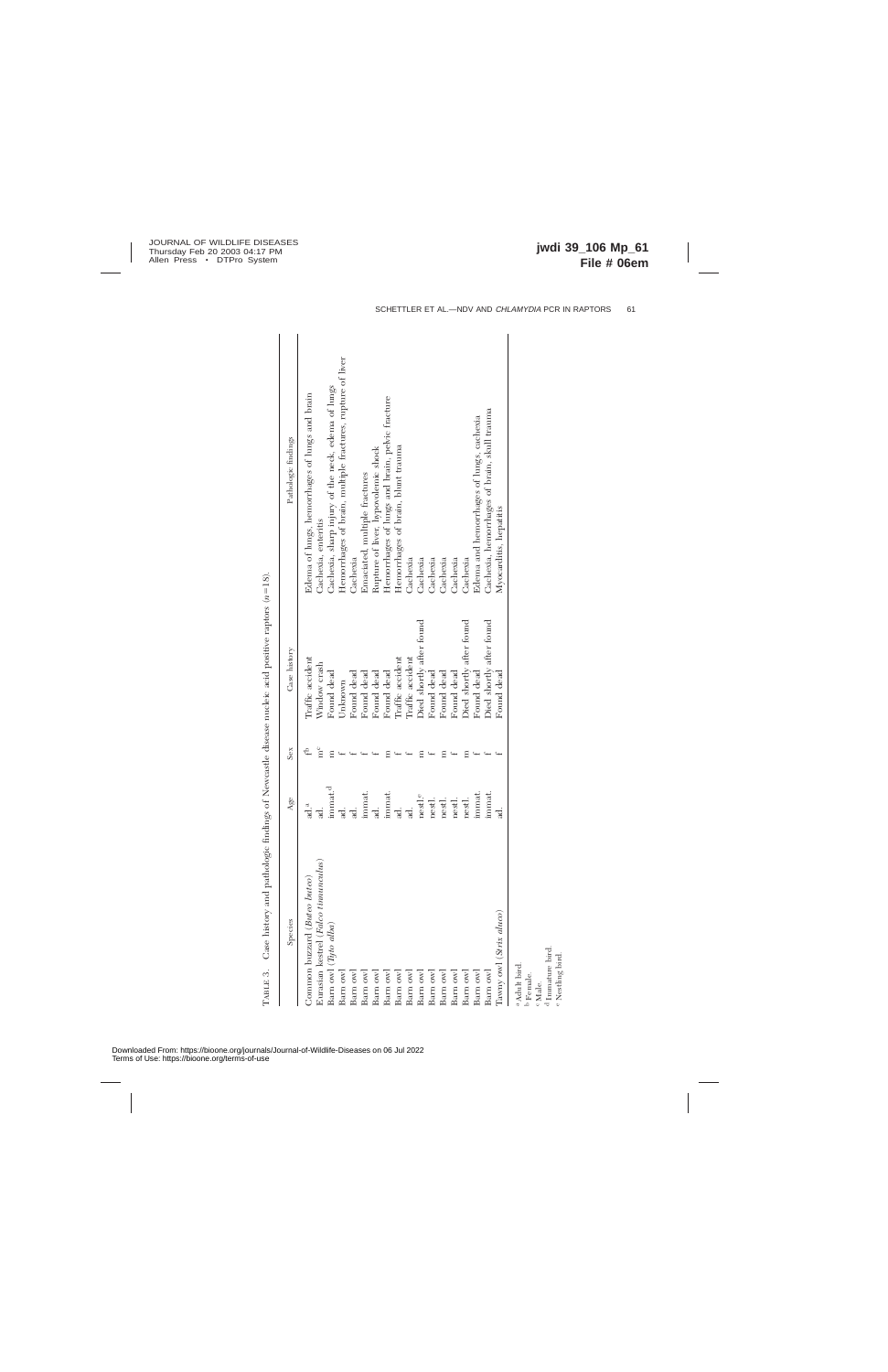TABLE 3. Case history and pathologic findings of Newcastle disease nucleic acid positive raptors ($n=18$).

| Species | Age | Sex | Case history | Pathologic findings |
|---|---|---|---|---|
| Common buzzard (*Buteo buteo*) | ad.[a] | f[b] | Traffic accident | Edema of lungs, hemorrhages of lungs and brain |
| Eurasian kestrel (*Falco tinnunculus*) | ad. | m[c] | Window crash | Cachexia, enteritis |
| Barn owl (*Tyto alba*) | immat.[d] | m | Found dead | Cachexia, sharp injury of the neck, edema of lungs |
| Barn owl | ad. | f | Unknown | Hemorrhages of brain, multiple fractures, rupture of liver |
| Barn owl | ad. | f | Found dead | Cachexia |
| Barn owl | immat. | f | Found dead | Emaciated, multiple fractures |
| Barn owl | ad. | f | Found dead | Rupture of liver, hypovolemic shock |
| Barn owl | immat. | m | Found dead | Hemorrhages of lungs and brain, pelvic fracture |
| Barn owl | ad. | f | Traffic accident | Hemorrhages of brain, blunt trauma |
| Barn owl | ad. | f | Traffic accident | Cachexia |
| Barn owl | nestl.[e] | m | Died shortly after found | Cachexia |
| Barn owl | nestl. | f | Found dead | Cachexia |
| Barn owl | nestl. | m | Found dead | Cachexia |
| Barn owl | nestl. | f | Found dead | Cachexia |
| Barn owl | nestl. | m | Died shortly after found | Cachexia |
| Barn owl | immat. | f | Found dead | Edema and hemorrhages of lungs, cachexia |
| Barn owl | immat. | f | Died shortly after found | Cachexia, hemorrhages of brain, skull trauma |
| Tawny owl (*Strix aluco*) | ad. | f | Found dead | Myocarditis, hepatitis |

[a] Adult bird.
[b] Female.
[c] Male.
[d] Immature bird.
[e] Nestling bird.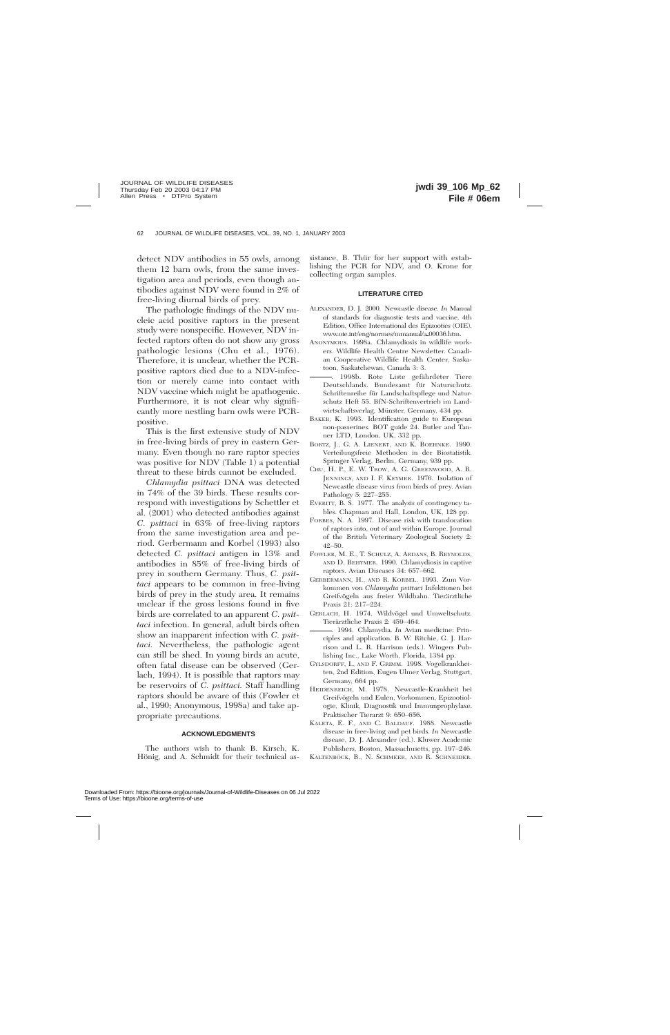detect NDV antibodies in 55 owls, among them 12 barn owls, from the same investigation area and periods, even though antibodies against NDV were found in 2% of free-living diurnal birds of prey.

The pathologic findings of the NDV nucleic acid positive raptors in the present study were nonspecific. However, NDV infected raptors often do not show any gross pathologic lesions (Chu et al., 1976). Therefore, it is unclear, whether the PCR-positive raptors died due to a NDV-infection or merely came into contact with NDV vaccine which might be apathogenic. Furthermore, it is not clear why significantly more nestling barn owls were PCR-positive.

This is the first extensive study of NDV in free-living birds of prey in eastern Germany. Even though no rare raptor species was positive for NDV (Table 1) a potential threat to these birds cannot be excluded.

*Chlamydia psittaci* DNA was detected in 74% of the 39 birds. These results correspond with investigations by Schettler et al. (2001) who detected antibodies against *C. psittaci* in 63% of free-living raptors from the same investigation area and period. Gerbermann and Korbel (1993) also detected *C. psittaci* antigen in 13% and antibodies in 85% of free-living birds of prey in southern Germany. Thus, *C. psittaci* appears to be common in free-living birds of prey in the study area. It remains unclear if the gross lesions found in five birds are correlated to an apparent *C. psittaci* infection. In general, adult birds often show an inapparent infection with *C. psittaci.* Nevertheless, the pathologic agent can still be shed. In young birds an acute, often fatal disease can be observed (Gerlach, 1994). It is possible that raptors may be reservoirs of *C. psittaci.* Staff handling raptors should be aware of this (Fowler et al., 1990; Anonymous, 1998a) and take appropriate precautions.

## ACKNOWLEDGMENTS

The authors wish to thank B. Kirsch, K. Hönig, and A. Schmidt for their technical assistance, B. Thür for her support with establishing the PCR for NDV, and O. Krone for collecting organ samples.

## LITERATURE CITED

Alexander, D. J. 2000. Newcastle disease. *In* Manual of standards for diagnostic tests and vaccine, 4th Edition, Office International des Epizooties (OIE). www.oie.int/eng/normes/mmanual/a_00036.htm.

Anonymous. 1998a. Chlamydiosis in wildlife workers. Wildlife Health Centre Newsletter. Canadian Cooperative Wildlife Health Center, Saskatoon, Saskatchewan, Canada 3: 3.

———. 1998b. Rote Liste gefährdeter Tiere Deutschlands. Bundesamt für Naturschutz. Schriftenreihe für Landschaftspflege und Naturschutz Heft 55. BfN-Schriftenvertrieb im Landwirtschaftsverlag, Münster, Germany, 434 pp.

Baker, K. 1993. Identification guide to European non-passerines. BOT guide 24. Butler and Tanner LTD, London, UK, 332 pp.

Bortz, J., G. A. Lienert, and K. Boehnke. 1990. Verteilungsfreie Methoden in der Biostatistik. Springer Verlag, Berlin, Germany, 939 pp.

Chu, H. P., E. W. Trow, A. G. Greenwood, A. R. Jennings, and I. F. Keymer. 1976. Isolation of Newcastle disease virus from birds of prey. Avian Pathology 5: 227–255.

Everitt, B. S. 1977. The analysis of contingency tables. Chapman and Hall, London, UK, 128 pp.

Forbes, N. A. 1997. Disease risk with translocation of raptors into, out of and within Europe. Journal of the British Veterinary Zoological Society 2: 42–50.

Fowler, M. E., T. Schulz, A. Ardans, B. Reynolds, and D. Behymer. 1990. Chlamydiosis in captive raptors. Avian Diseases 34: 657–662.

Gerbermann, H., and R. Korbel. 1993. Zum Vorkommen von *Chlamydia psittaci* Infektionen bei Greifvögeln aus freier Wildbahn. Tierärztliche Praxis 21: 217–224.

Gerlach, H. 1974. Wildvögel und Umweltschutz. Tierärztliche Praxis 2: 459–464.

———. 1994. Chlamydia. *In* Avian medicine: Principles and application. B. W. Ritchie, G. J. Harrison and L. R. Harrison (eds.). Wingers Publishing Inc., Lake Worth, Florida, 1384 pp.

Gylsdorff, I., and F. Grimm. 1998. Vogelkrankheiten, 2nd Edition, Eugen Ulmer Verlag, Stuttgart, Germany, 664 pp.

Heidenreich, M. 1978. Newcastle-Krankheit bei Greifvögeln und Eulen, Vorkommen, Epizootiologie, Klinik, Diagnostik und Immunprophylaxe. Praktischer Tierarzt 9: 650–656.

Kaleta, E. F., and C. Baldauf. 1988. Newcastle disease in free-living and pet birds. *In* Newcastle disease, D. J. Alexander (ed.). Kluwer Academic Publishers, Boston, Massachusetts, pp. 197–246.

Kaltenböck, B., N. Schmeer, and R. Schneider.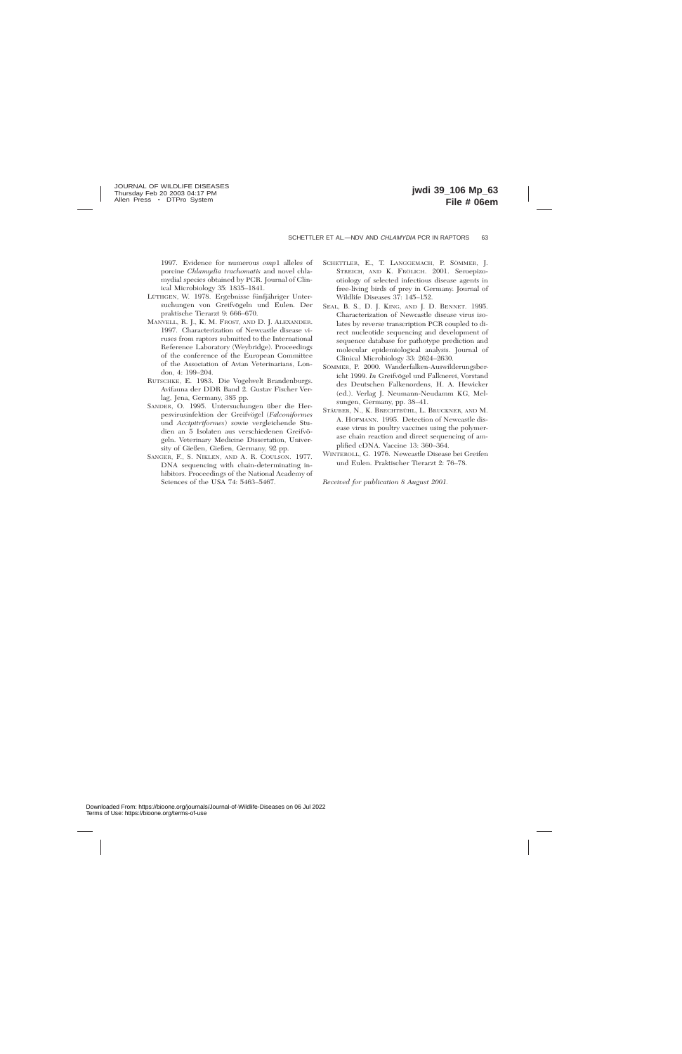1997. Evidence for numerous *omp*1 alleles of porcine *Chlamydia trachomatis* and novel chlamydial species obtained by PCR. Journal of Clinical Microbiology 35: 1835–1841.

LUTHGEN, W. 1978. Ergebnisse fünfjähriger Untersuchungen von Greifvögeln und Eulen. Der praktische Tierarzt 9: 666–670.

MANVELL, R. J., K. M. FROST, AND D. J. ALEXANDER. 1997. Characterization of Newcastle disease viruses from raptors submitted to the International Reference Laboratory (Weybridge). Proceedings of the conference of the European Committee of the Association of Avian Veterinarians, London, 4: 199–204.

RUTSCHKE, E. 1983. Die Vogelwelt Brandenburgs. Avifauna der DDR Band 2. Gustav Fischer Verlag, Jena, Germany, 385 pp.

SANDER, O. 1995. Untersuchungen über die Herpesvirusinfektion der Greifvögel (*Falconiformes* und *Accipitriformes*) sowie vergleichende Studien an 5 Isolaten aus verschiedenen Greifvögeln. Veterinary Medicine Dissertation, University of Gießen, Gießen, Germany, 92 pp.

SANGER, F., S. NIKLEN, AND A. R. COULSON. 1977. DNA sequencing with chain-determinating inhibitors. Proceedings of the National Academy of Sciences of the USA 74: 5463–5467.

SCHETTLER, E., T. LANGGEMACH, P. SÖMMER, J. STREICH, AND K. FRÖLICH. 2001. Seroepizootiology of selected infectious disease agents in free-living birds of prey in Germany. Journal of Wildlife Diseases 37: 145–152.

SEAL, B. S., D. J. KING, AND J. D. BENNET. 1995. Characterization of Newcastle disease virus isolates by reverse transcription PCR coupled to direct nucleotide sequencing and development of sequence database for pathotype prediction and molecular epidemiological analysis. Journal of Clinical Microbiology 33: 2624–2630.

SOMMER, P. 2000. Wanderfalken-Auswilderungsbericht 1999. *In* Greifvögel und Falknerei, Vorstand des Deutschen Falkenordens, H. A. Hewicker (ed.). Verlag J. Neumann-Neudamm KG, Melsungen, Germany, pp. 38–41.

STAUBER, N., K. BRECHTBÜHL, L. BRUCKNER, AND M. A. HOFMANN. 1995. Detection of Newcastle disease virus in poultry vaccines using the polymerase chain reaction and direct sequencing of amplified cDNA. Vaccine 13: 360–364.

WINTEROLL, G. 1976. Newcastle Disease bei Greifen und Eulen. Praktischer Tierarzt 2: 76–78.

*Received for publication 8 August 2001.*